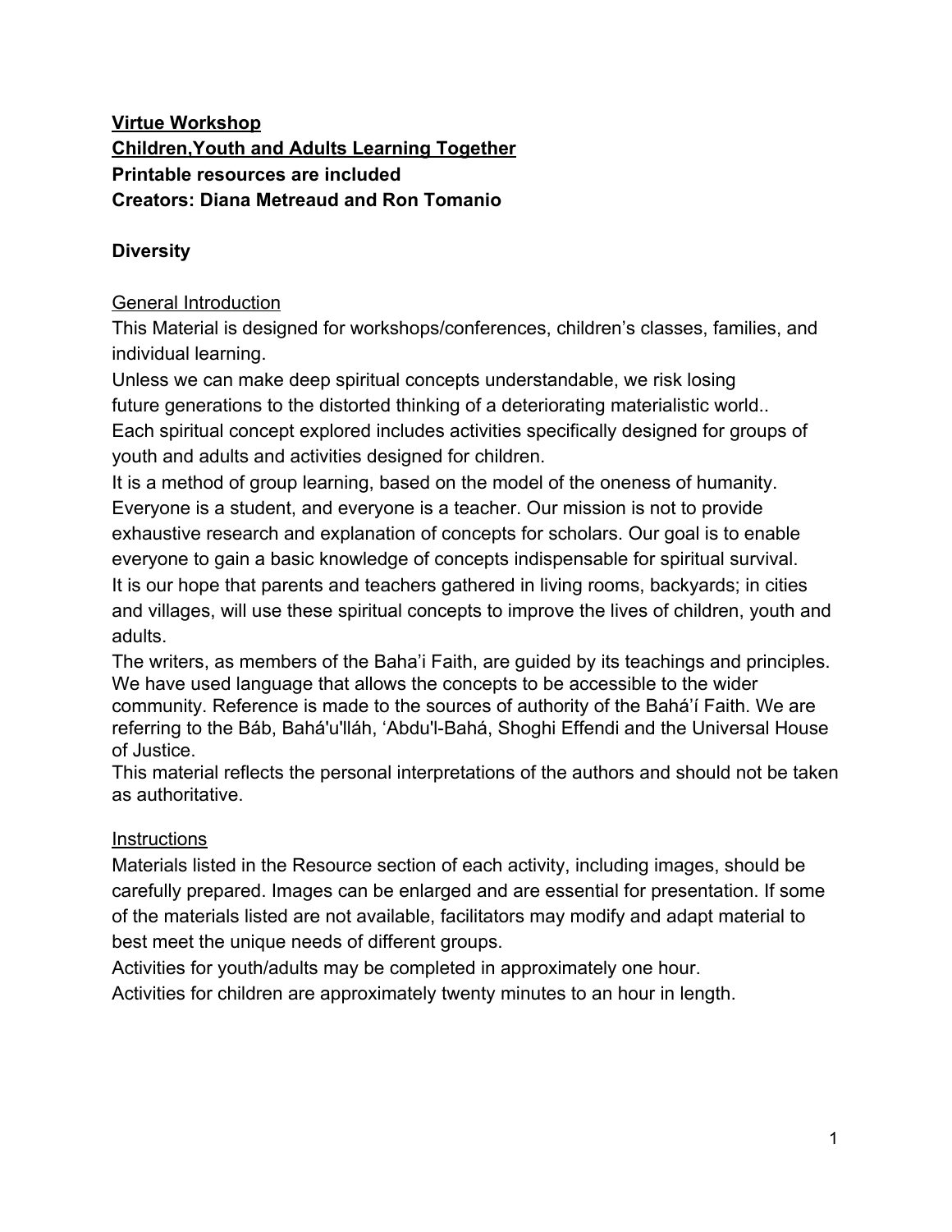**<u>Virtue Workshop</u>**
**<u>Children,Youth and Adults Learning Together</u>**
**Printable resources are included**
**Creators: Diana Metreaud and Ron Tomanio**

**Diversity**

<u>General Introduction</u>

This Material is designed for workshops/conferences, children's classes, families, and individual learning.

Unless we can make deep spiritual concepts understandable, we risk losing future generations to the distorted thinking of a deteriorating materialistic world..

Each spiritual concept explored includes activities specifically designed for groups of youth and adults and activities designed for children.

It is a method of group learning, based on the model of the oneness of humanity. Everyone is a student, and everyone is a teacher. Our mission is not to provide exhaustive research and explanation of concepts for scholars. Our goal is to enable everyone to gain a basic knowledge of concepts indispensable for spiritual survival.

It is our hope that parents and teachers gathered in living rooms, backyards; in cities and villages, will use these spiritual concepts to improve the lives of children, youth and adults.

The writers, as members of the Baha'i Faith, are guided by its teachings and principles. We have used language that allows the concepts to be accessible to the wider community. Reference is made to the sources of authority of the Bahá'í Faith. We are referring to the Báb, Bahá'u'lláh, 'Abdu'l-Bahá, Shoghi Effendi and the Universal House of Justice.

This material reflects the personal interpretations of the authors and should not be taken as authoritative.

<u>Instructions</u>

Materials listed in the Resource section of each activity, including images, should be carefully prepared. Images can be enlarged and are essential for presentation. If some of the materials listed are not available, facilitators may modify and adapt material to best meet the unique needs of different groups.

Activities for youth/adults may be completed in approximately one hour.

Activities for children are approximately twenty minutes to an hour in length.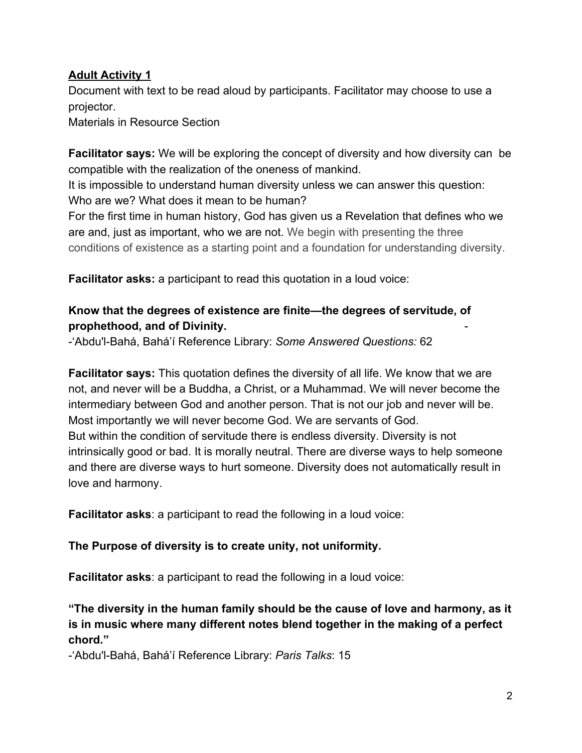**Adult Activity 1**

Document with text to be read aloud by participants. Facilitator may choose to use a projector.

Materials in Resource Section

**Facilitator says:** We will be exploring the concept of diversity and how diversity can be compatible with the realization of the oneness of mankind.

It is impossible to understand human diversity unless we can answer this question: Who are we? What does it mean to be human?

For the first time in human history, God has given us a Revelation that defines who we are and, just as important, who we are not. We begin with presenting the three conditions of existence as a starting point and a foundation for understanding diversity.

**Facilitator asks:** a participant to read this quotation in a loud voice:

**Know that the degrees of existence are finite—the degrees of servitude, of prophethood, and of Divinity.** -

-'Abdu'l-Bahá, Bahá'í Reference Library: *Some Answered Questions:* 62

**Facilitator says:** This quotation defines the diversity of all life. We know that we are not, and never will be a Buddha, a Christ, or a Muhammad. We will never become the intermediary between God and another person. That is not our job and never will be. Most importantly we will never become God. We are servants of God.

But within the condition of servitude there is endless diversity. Diversity is not intrinsically good or bad. It is morally neutral. There are diverse ways to help someone and there are diverse ways to hurt someone. Diversity does not automatically result in love and harmony.

**Facilitator asks**: a participant to read the following in a loud voice:

**The Purpose of diversity is to create unity, not uniformity.**

**Facilitator asks**: a participant to read the following in a loud voice:

**"The diversity in the human family should be the cause of love and harmony, as it is in music where many different notes blend together in the making of a perfect chord."**

-'Abdu'l-Bahá, Bahá'í Reference Library: *Paris Talks*: 15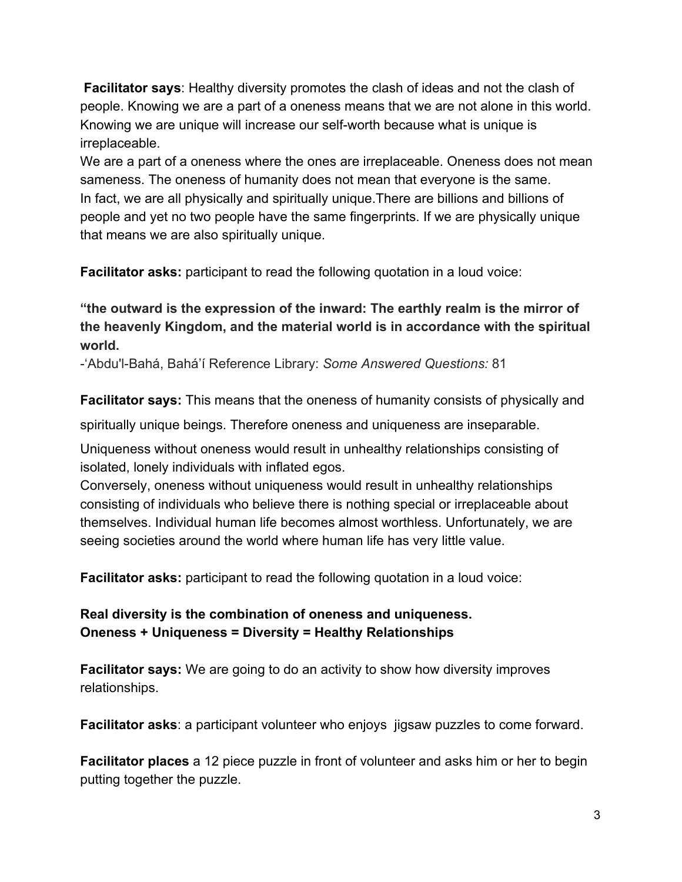**Facilitator says**: Healthy diversity promotes the clash of ideas and not the clash of people. Knowing we are a part of a oneness means that we are not alone in this world. Knowing we are unique will increase our self-worth because what is unique is irreplaceable.
We are a part of a oneness where the ones are irreplaceable. Oneness does not mean sameness. The oneness of humanity does not mean that everyone is the same.
In fact, we are all physically and spiritually unique.There are billions and billions of people and yet no two people have the same fingerprints. If we are physically unique that means we are also spiritually unique.

**Facilitator asks:** participant to read the following quotation in a loud voice:

**"the outward is the expression of the inward: The earthly realm is the mirror of the heavenly Kingdom, and the material world is in accordance with the spiritual world.**

-'Abdu'l-Bahá, Bahá'í Reference Library: *Some Answered Questions:* 81

**Facilitator says:** This means that the oneness of humanity consists of physically and spiritually unique beings. Therefore oneness and uniqueness are inseparable.

Uniqueness without oneness would result in unhealthy relationships consisting of isolated, lonely individuals with inflated egos.
Conversely, oneness without uniqueness would result in unhealthy relationships consisting of individuals who believe there is nothing special or irreplaceable about themselves. Individual human life becomes almost worthless. Unfortunately, we are seeing societies around the world where human life has very little value.

**Facilitator asks:** participant to read the following quotation in a loud voice:

**Real diversity is the combination of oneness and uniqueness.**
**Oneness + Uniqueness = Diversity = Healthy Relationships**

**Facilitator says:** We are going to do an activity to show how diversity improves relationships.

**Facilitator asks**: a participant volunteer who enjoys jigsaw puzzles to come forward.

**Facilitator places** a 12 piece puzzle in front of volunteer and asks him or her to begin putting together the puzzle.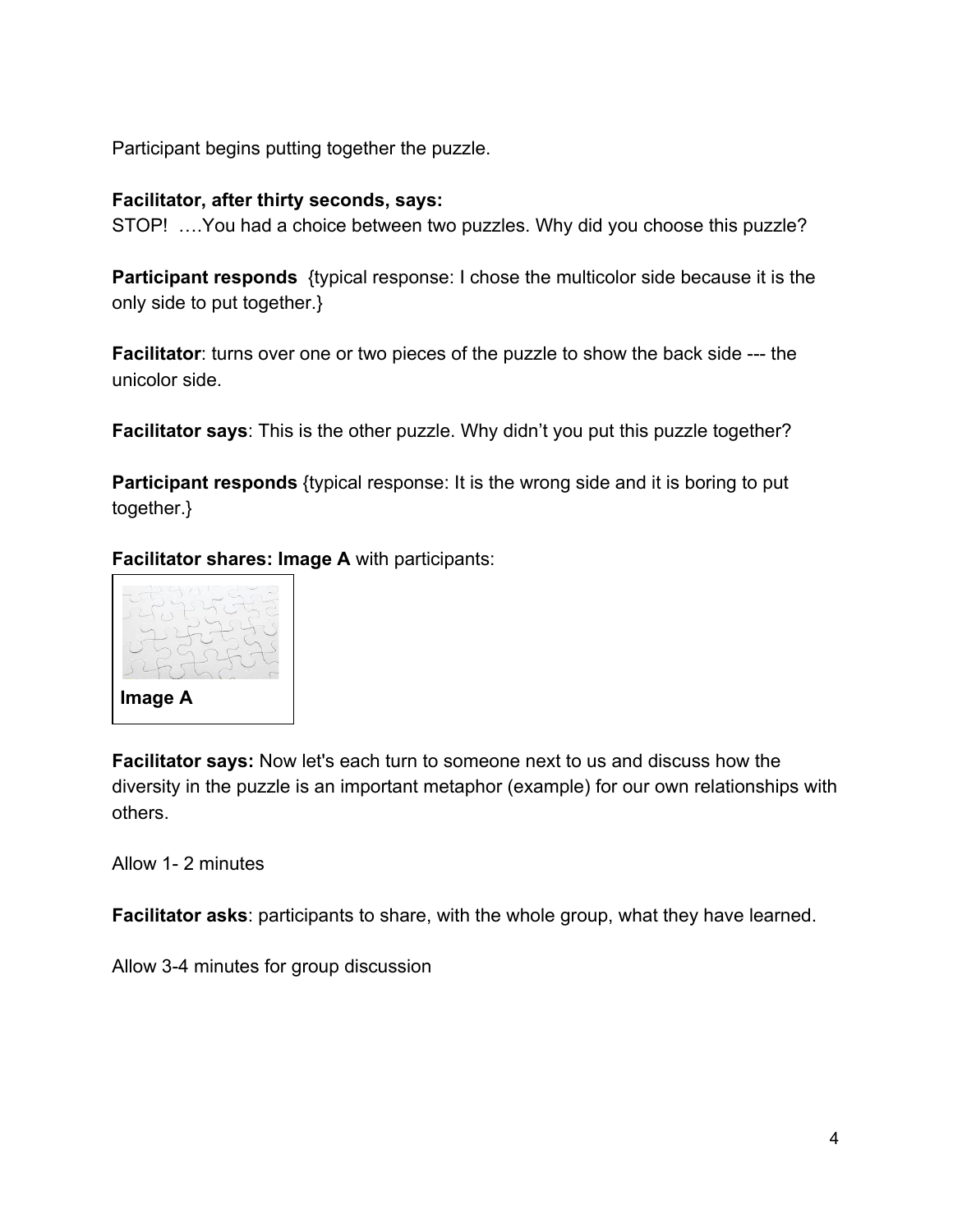Participant begins putting together the puzzle.

**Facilitator, after thirty seconds, says:**
STOP! ….You had a choice between two puzzles. Why did you choose this puzzle?

**Participant responds** {typical response: I chose the multicolor side because it is the only side to put together.}

**Facilitator**: turns over one or two pieces of the puzzle to show the back side --- the unicolor side.

**Facilitator says**: This is the other puzzle. Why didn't you put this puzzle together?

**Participant responds** {typical response: It is the wrong side and it is boring to put together.}

**Facilitator shares: Image A** with participants:

**Image A**

**Facilitator says:** Now let's each turn to someone next to us and discuss how the diversity in the puzzle is an important metaphor (example) for our own relationships with others.

Allow 1- 2 minutes

**Facilitator asks**: participants to share, with the whole group, what they have learned.

Allow 3-4 minutes for group discussion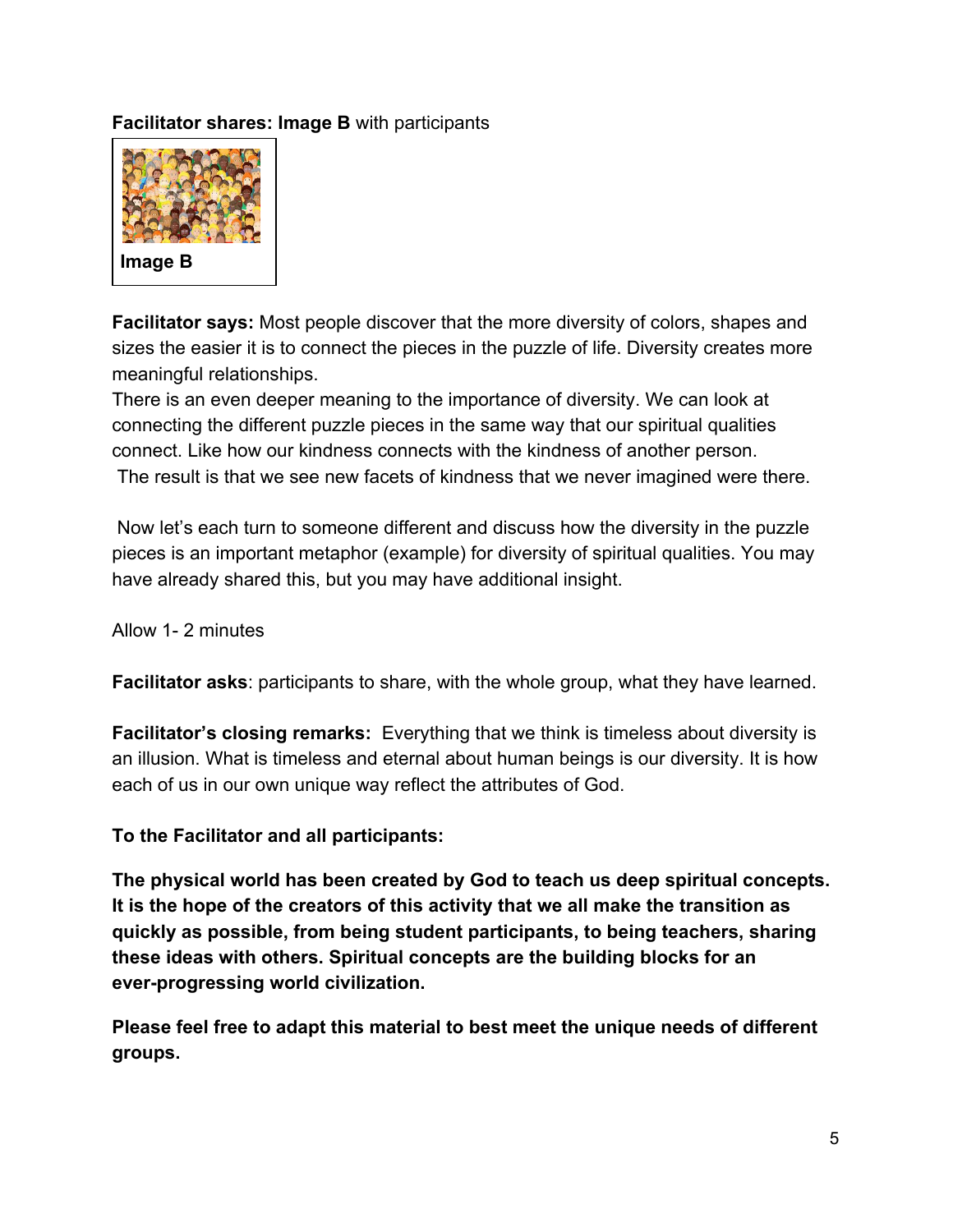**Facilitator shares: Image B** with participants

Image B

**Facilitator says:** Most people discover that the more diversity of colors, shapes and sizes the easier it is to connect the pieces in the puzzle of life. Diversity creates more meaningful relationships.

There is an even deeper meaning to the importance of diversity. We can look at connecting the different puzzle pieces in the same way that our spiritual qualities connect. Like how our kindness connects with the kindness of another person. The result is that we see new facets of kindness that we never imagined were there.

Now let's each turn to someone different and discuss how the diversity in the puzzle pieces is an important metaphor (example) for diversity of spiritual qualities. You may have already shared this, but you may have additional insight.

Allow 1- 2 minutes

**Facilitator asks**: participants to share, with the whole group, what they have learned.

**Facilitator's closing remarks:** Everything that we think is timeless about diversity is an illusion. What is timeless and eternal about human beings is our diversity. It is how each of us in our own unique way reflect the attributes of God.

**To the Facilitator and all participants:**

**The physical world has been created by God to teach us deep spiritual concepts. It is the hope of the creators of this activity that we all make the transition as quickly as possible, from being student participants, to being teachers, sharing these ideas with others. Spiritual concepts are the building blocks for an ever-progressing world civilization.**

**Please feel free to adapt this material to best meet the unique needs of different groups.**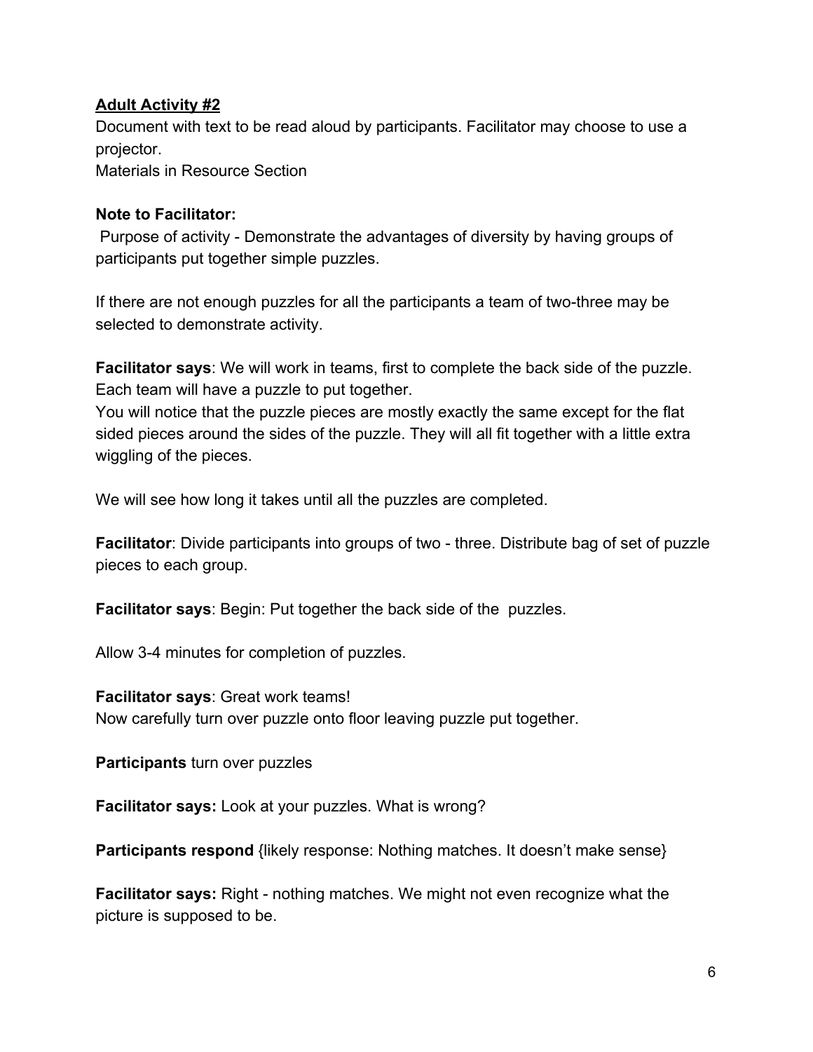**<u>Adult Activity #2</u>**

Document with text to be read aloud by participants. Facilitator may choose to use a projector.

Materials in Resource Section

**Note to Facilitator:**

Purpose of activity - Demonstrate the advantages of diversity by having groups of participants put together simple puzzles.

If there are not enough puzzles for all the participants a team of two-three may be selected to demonstrate activity.

**Facilitator says**: We will work in teams, first to complete the back side of the puzzle. Each team will have a puzzle to put together.

You will notice that the puzzle pieces are mostly exactly the same except for the flat sided pieces around the sides of the puzzle. They will all fit together with a little extra wiggling of the pieces.

We will see how long it takes until all the puzzles are completed.

**Facilitator**: Divide participants into groups of two - three. Distribute bag of set of puzzle pieces to each group.

**Facilitator says**: Begin: Put together the back side of the puzzles.

Allow 3-4 minutes for completion of puzzles.

**Facilitator says**: Great work teams!

Now carefully turn over puzzle onto floor leaving puzzle put together.

**Participants** turn over puzzles

**Facilitator says:** Look at your puzzles. What is wrong?

**Participants respond** {likely response: Nothing matches. It doesn't make sense}

**Facilitator says:** Right - nothing matches. We might not even recognize what the picture is supposed to be.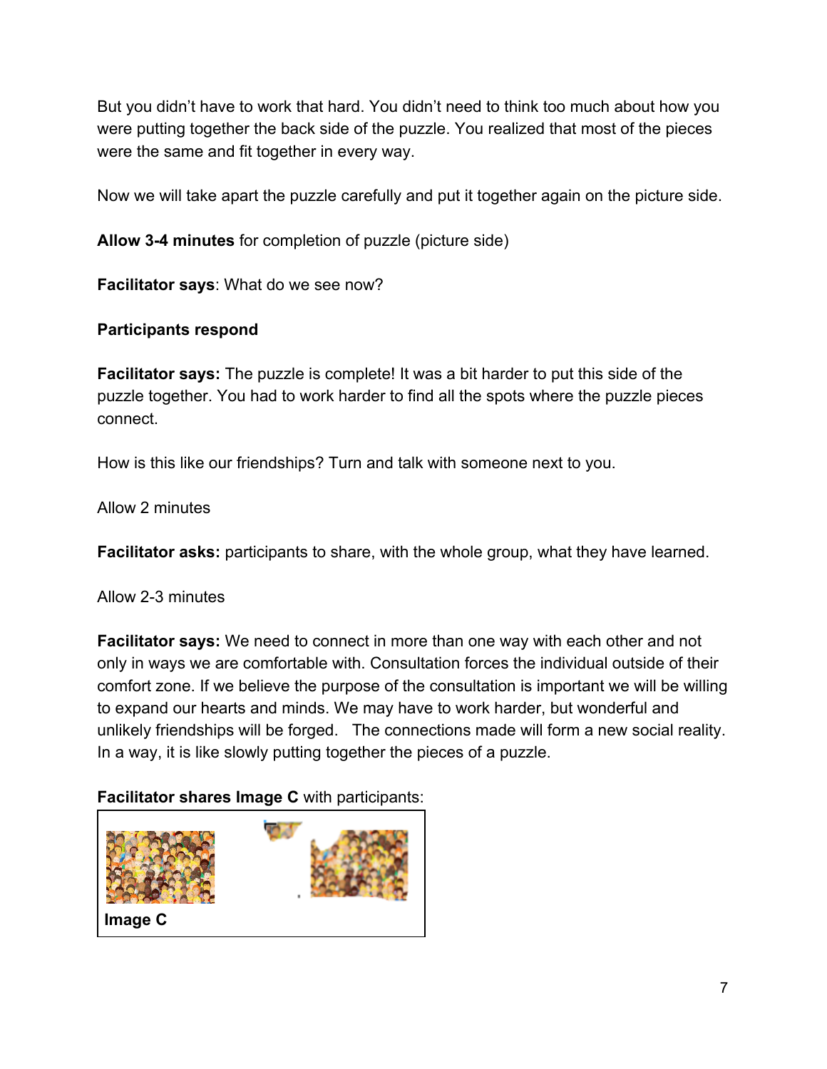But you didn't have to work that hard. You didn't need to think too much about how you were putting together the back side of the puzzle. You realized that most of the pieces were the same and fit together in every way.

Now we will take apart the puzzle carefully and put it together again on the picture side.

**Allow 3-4 minutes** for completion of puzzle (picture side)

**Facilitator says**: What do we see now?

**Participants respond**

**Facilitator says:** The puzzle is complete! It was a bit harder to put this side of the puzzle together. You had to work harder to find all the spots where the puzzle pieces connect.

How is this like our friendships? Turn and talk with someone next to you.

Allow 2 minutes

**Facilitator asks:** participants to share, with the whole group, what they have learned.

Allow 2-3 minutes

**Facilitator says:** We need to connect in more than one way with each other and not only in ways we are comfortable with. Consultation forces the individual outside of their comfort zone. If we believe the purpose of the consultation is important we will be willing to expand our hearts and minds. We may have to work harder, but wonderful and unlikely friendships will be forged. The connections made will form a new social reality. In a way, it is like slowly putting together the pieces of a puzzle.

**Facilitator shares Image C** with participants:

**Image C**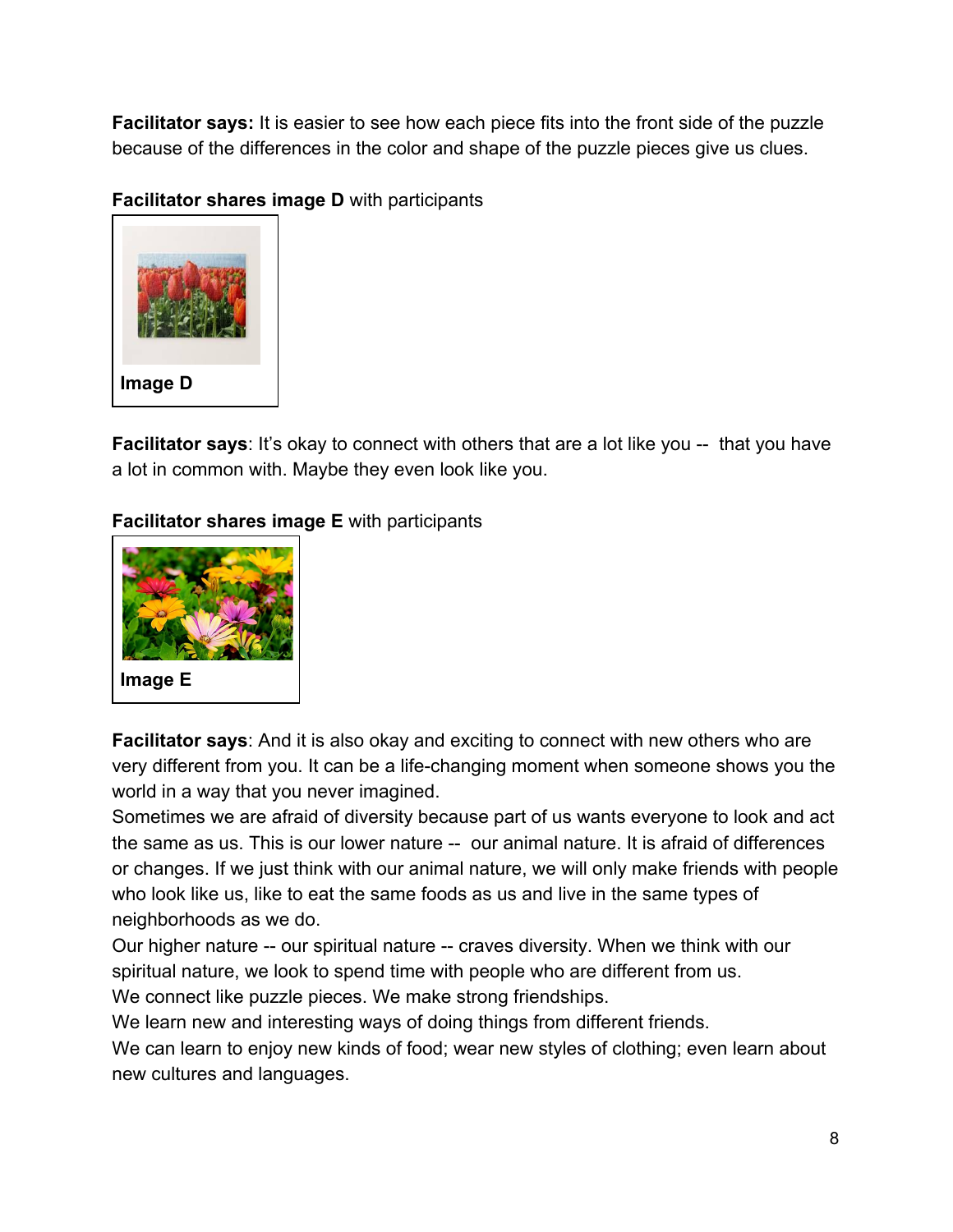**Facilitator says:** It is easier to see how each piece fits into the front side of the puzzle because of the differences in the color and shape of the puzzle pieces give us clues.

**Facilitator shares image D** with participants

**Image D**

**Facilitator says**: It's okay to connect with others that are a lot like you -- that you have a lot in common with. Maybe they even look like you.

**Facilitator shares image E** with participants

**Image E**

**Facilitator says**: And it is also okay and exciting to connect with new others who are very different from you. It can be a life-changing moment when someone shows you the world in a way that you never imagined.

Sometimes we are afraid of diversity because part of us wants everyone to look and act the same as us. This is our lower nature -- our animal nature. It is afraid of differences or changes. If we just think with our animal nature, we will only make friends with people who look like us, like to eat the same foods as us and live in the same types of neighborhoods as we do.

Our higher nature -- our spiritual nature -- craves diversity. When we think with our spiritual nature, we look to spend time with people who are different from us.

We connect like puzzle pieces. We make strong friendships.

We learn new and interesting ways of doing things from different friends.

We can learn to enjoy new kinds of food; wear new styles of clothing; even learn about new cultures and languages.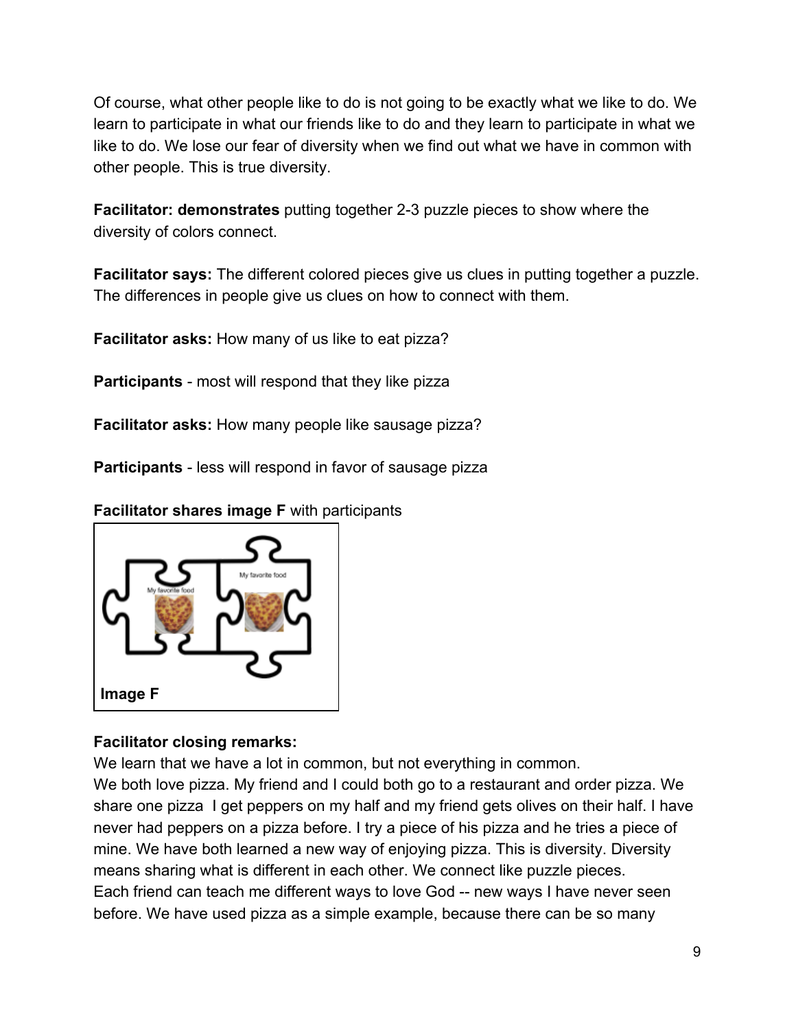Of course, what other people like to do is not going to be exactly what we like to do. We learn to participate in what our friends like to do and they learn to participate in what we like to do. We lose our fear of diversity when we find out what we have in common with other people. This is true diversity.

**Facilitator: demonstrates** putting together 2-3 puzzle pieces to show where the diversity of colors connect.

**Facilitator says:** The different colored pieces give us clues in putting together a puzzle. The differences in people give us clues on how to connect with them.

**Facilitator asks:** How many of us like to eat pizza?

**Participants** - most will respond that they like pizza

**Facilitator asks:** How many people like sausage pizza?

**Participants** - less will respond in favor of sausage pizza

**Facilitator shares image F** with participants

My favorite food

My favorite food

**Image F**

**Facilitator closing remarks:**

We learn that we have a lot in common, but not everything in common.
We both love pizza. My friend and I could both go to a restaurant and order pizza. We share one pizza  I get peppers on my half and my friend gets olives on their half. I have never had peppers on a pizza before. I try a piece of his pizza and he tries a piece of mine. We have both learned a new way of enjoying pizza. This is diversity. Diversity means sharing what is different in each other. We connect like puzzle pieces.
Each friend can teach me different ways to love God -- new ways I have never seen before. We have used pizza as a simple example, because there can be so many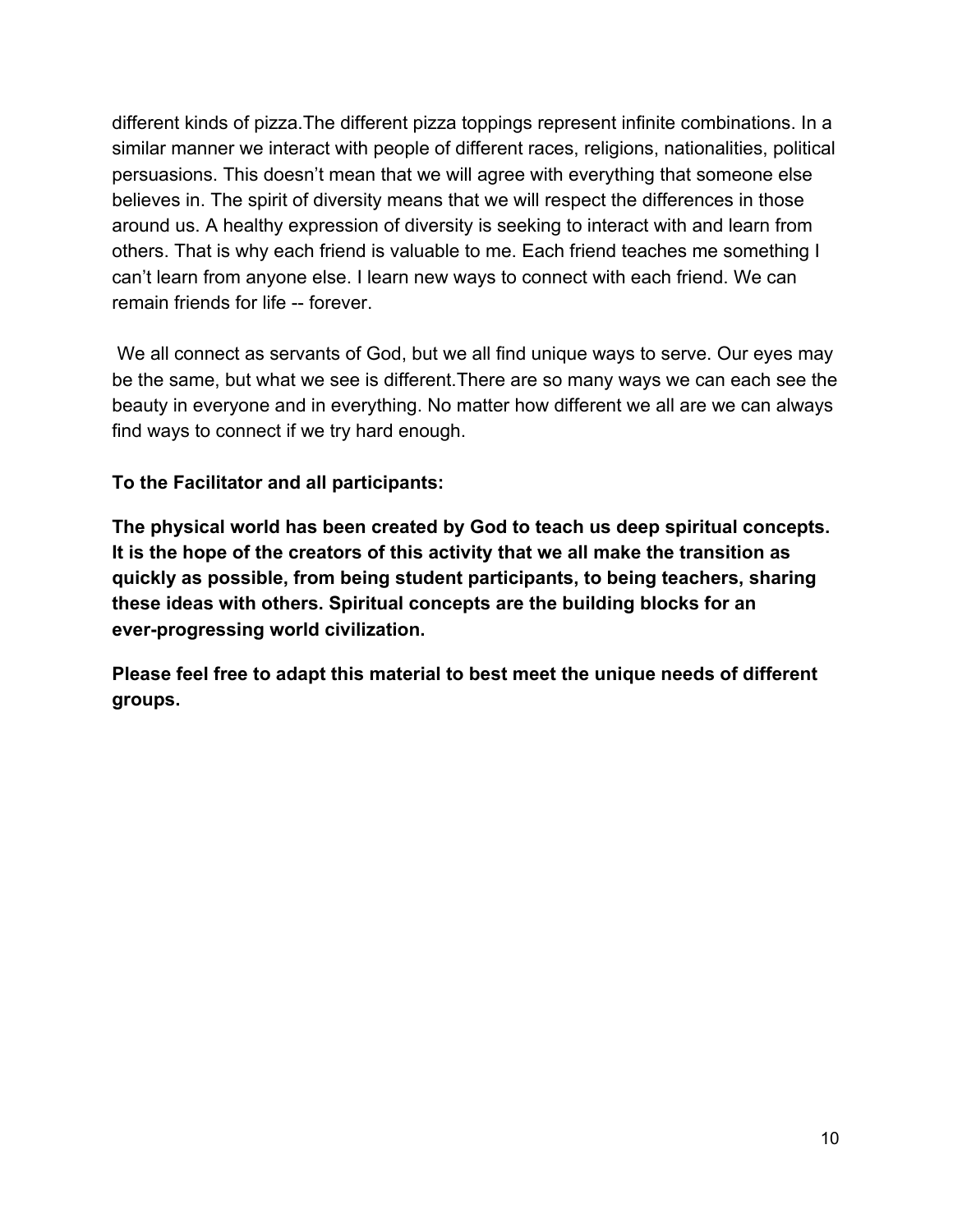different kinds of pizza.The different pizza toppings represent infinite combinations. In a similar manner we interact with people of different races, religions, nationalities, political persuasions. This doesn't mean that we will agree with everything that someone else believes in. The spirit of diversity means that we will respect the differences in those around us. A healthy expression of diversity is seeking to interact with and learn from others. That is why each friend is valuable to me. Each friend teaches me something I can't learn from anyone else. I learn new ways to connect with each friend. We can remain friends for life -- forever.

We all connect as servants of God, but we all find unique ways to serve. Our eyes may be the same, but what we see is different.There are so many ways we can each see the beauty in everyone and in everything. No matter how different we all are we can always find ways to connect if we try hard enough.

**To the Facilitator and all participants:**

**The physical world has been created by God to teach us deep spiritual concepts. It is the hope of the creators of this activity that we all make the transition as quickly as possible, from being student participants, to being teachers, sharing these ideas with others. Spiritual concepts are the building blocks for an ever-progressing world civilization.**

**Please feel free to adapt this material to best meet the unique needs of different groups.**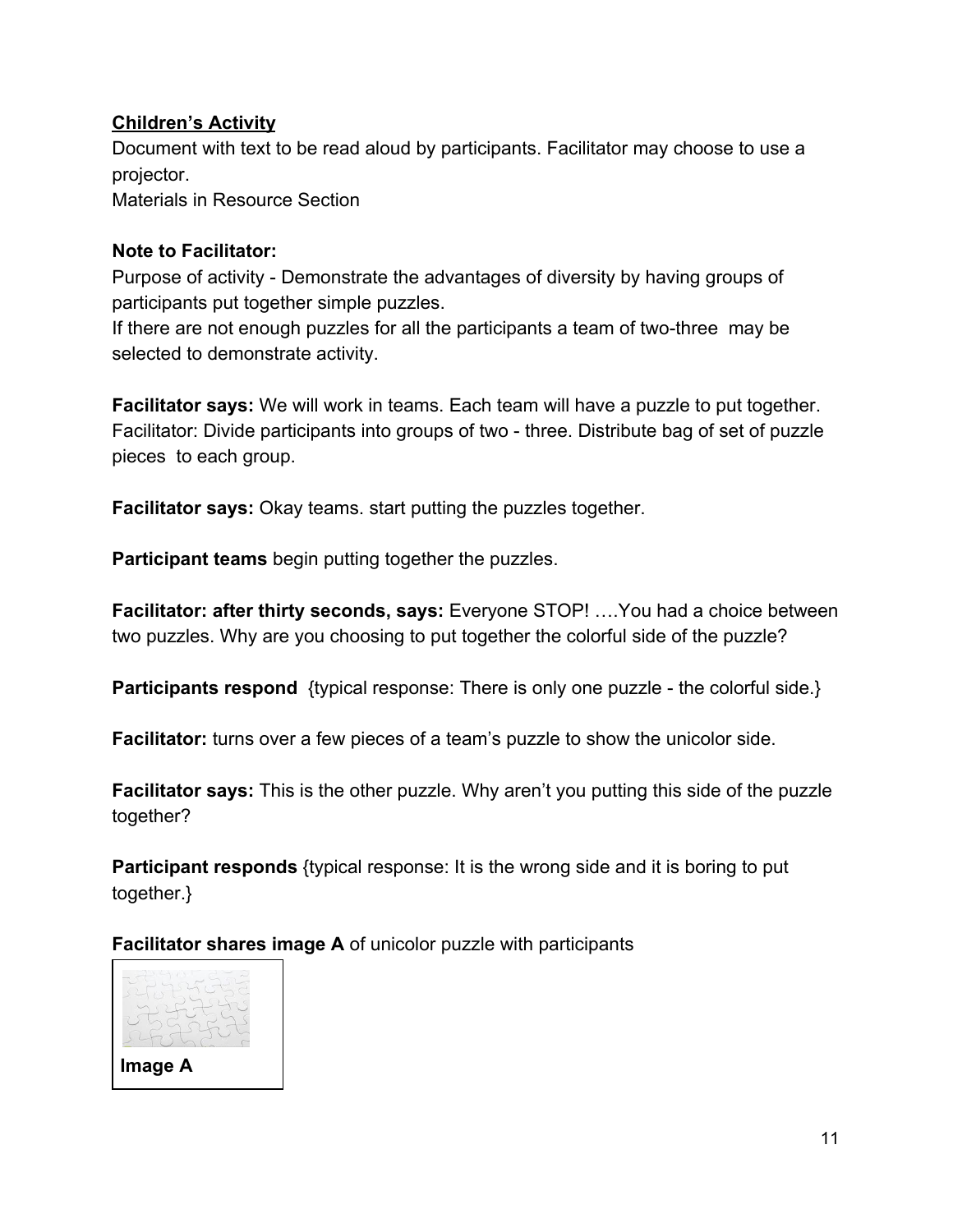**Children's Activity**

Document with text to be read aloud by participants. Facilitator may choose to use a projector.

Materials in Resource Section

**Note to Facilitator:**

Purpose of activity - Demonstrate the advantages of diversity by having groups of participants put together simple puzzles.

If there are not enough puzzles for all the participants a team of two-three may be selected to demonstrate activity.

**Facilitator says:** We will work in teams. Each team will have a puzzle to put together.

Facilitator: Divide participants into groups of two - three. Distribute bag of set of puzzle pieces to each group.

**Facilitator says:** Okay teams. start putting the puzzles together.

**Participant teams** begin putting together the puzzles.

**Facilitator: after thirty seconds, says:** Everyone STOP! ….You had a choice between two puzzles. Why are you choosing to put together the colorful side of the puzzle?

**Participants respond** {typical response: There is only one puzzle - the colorful side.}

**Facilitator:** turns over a few pieces of a team's puzzle to show the unicolor side.

**Facilitator says:** This is the other puzzle. Why aren't you putting this side of the puzzle together?

**Participant responds** {typical response: It is the wrong side and it is boring to put together.}

**Facilitator shares image A** of unicolor puzzle with participants

**Image A**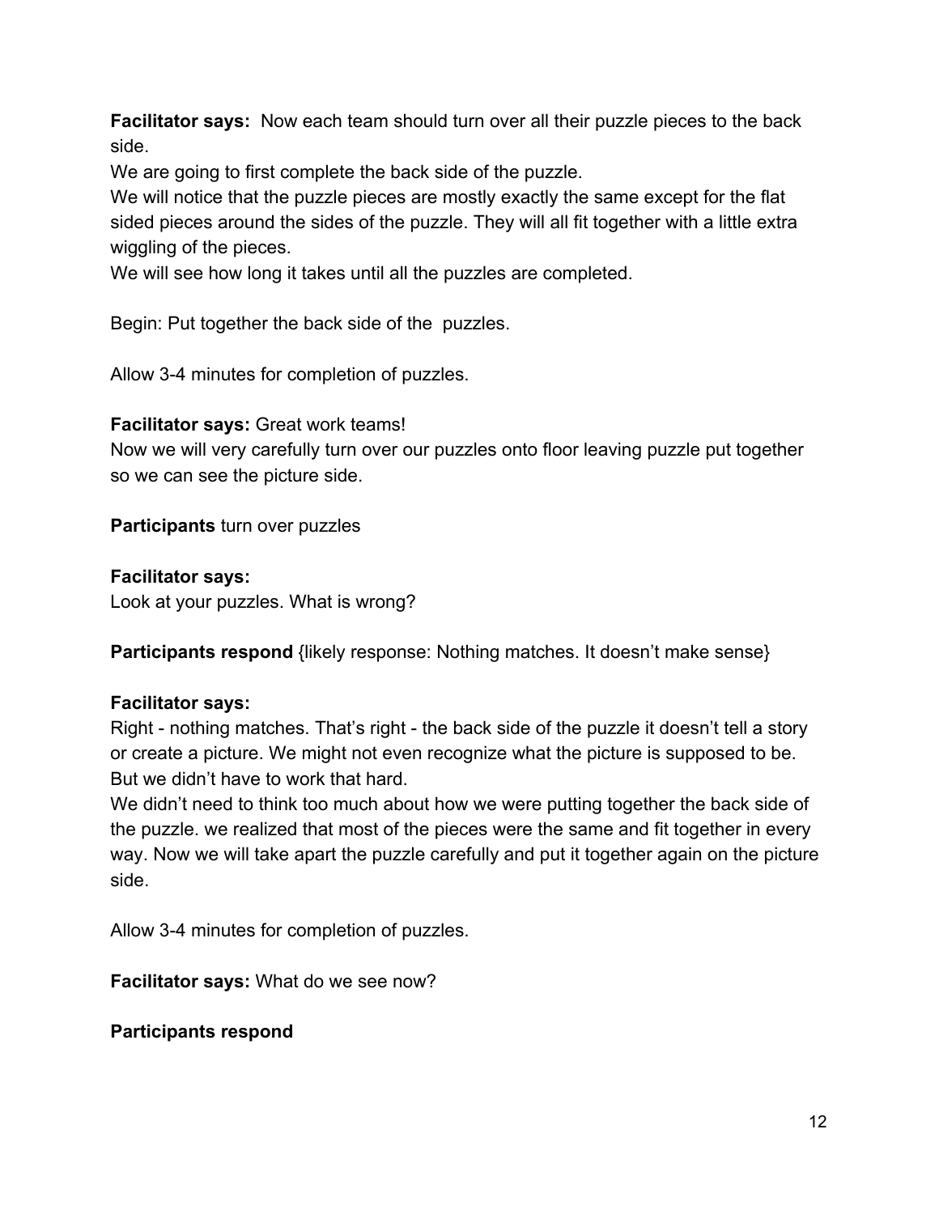**Facilitator says:** Now each team should turn over all their puzzle pieces to the back side.

We are going to first complete the back side of the puzzle.

We will notice that the puzzle pieces are mostly exactly the same except for the flat sided pieces around the sides of the puzzle. They will all fit together with a little extra wiggling of the pieces.

We will see how long it takes until all the puzzles are completed.

Begin: Put together the back side of the puzzles.

Allow 3-4 minutes for completion of puzzles.

**Facilitator says:** Great work teams!

Now we will very carefully turn over our puzzles onto floor leaving puzzle put together so we can see the picture side.

**Participants** turn over puzzles

**Facilitator says:**

Look at your puzzles. What is wrong?

**Participants respond** {likely response: Nothing matches. It doesn't make sense}

**Facilitator says:**

Right - nothing matches. That's right - the back side of the puzzle it doesn't tell a story or create a picture. We might not even recognize what the picture is supposed to be. But we didn't have to work that hard.

We didn't need to think too much about how we were putting together the back side of the puzzle. we realized that most of the pieces were the same and fit together in every way. Now we will take apart the puzzle carefully and put it together again on the picture side.

Allow 3-4 minutes for completion of puzzles.

**Facilitator says:** What do we see now?

**Participants respond**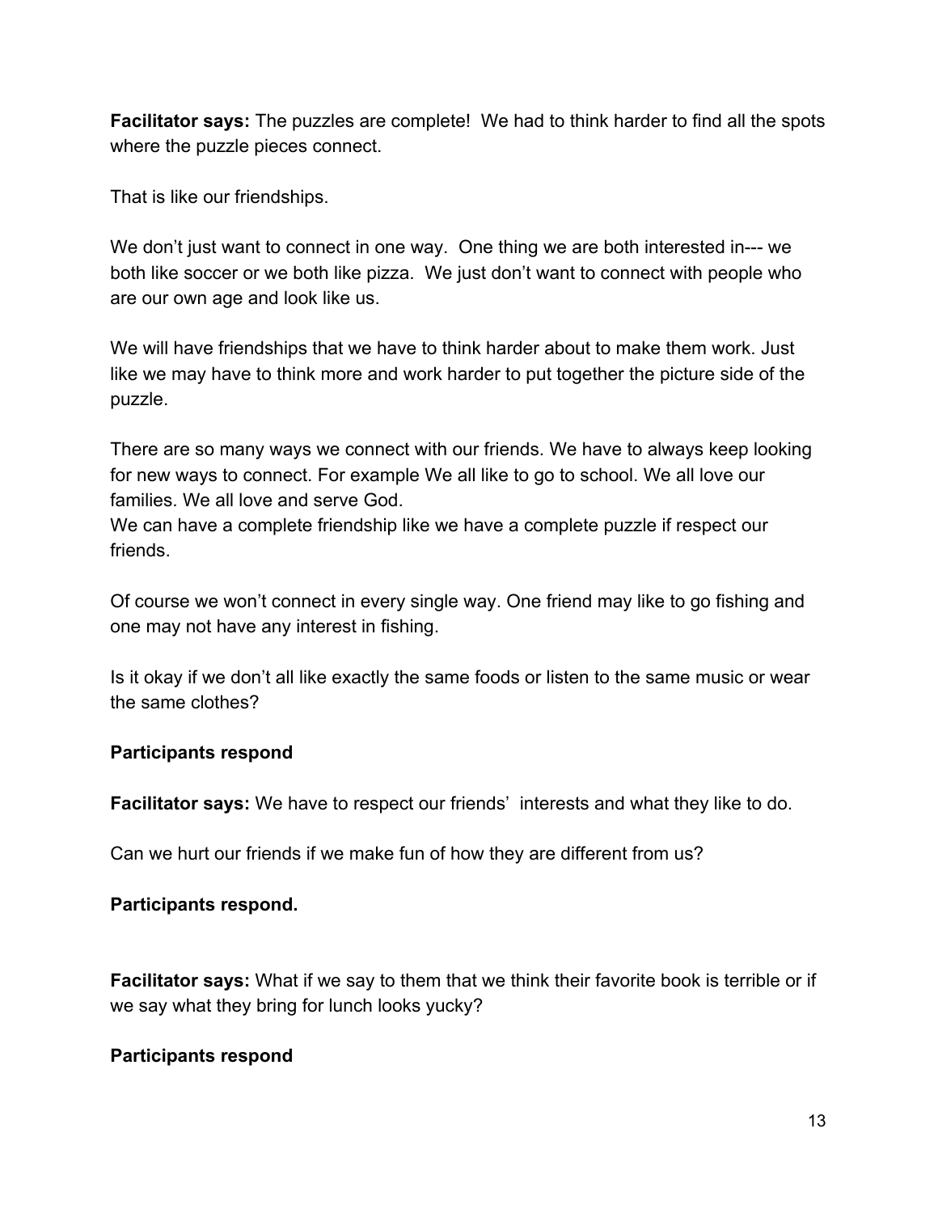**Facilitator says:** The puzzles are complete! We had to think harder to find all the spots where the puzzle pieces connect.

That is like our friendships.

We don't just want to connect in one way. One thing we are both interested in--- we both like soccer or we both like pizza. We just don't want to connect with people who are our own age and look like us.

We will have friendships that we have to think harder about to make them work. Just like we may have to think more and work harder to put together the picture side of the puzzle.

There are so many ways we connect with our friends. We have to always keep looking for new ways to connect. For example We all like to go to school. We all love our families. We all love and serve God.
We can have a complete friendship like we have a complete puzzle if respect our friends.

Of course we won't connect in every single way. One friend may like to go fishing and one may not have any interest in fishing.

Is it okay if we don't all like exactly the same foods or listen to the same music or wear the same clothes?

**Participants respond**

**Facilitator says:** We have to respect our friends' interests and what they like to do.

Can we hurt our friends if we make fun of how they are different from us?

**Participants respond.**

**Facilitator says:** What if we say to them that we think their favorite book is terrible or if we say what they bring for lunch looks yucky?

**Participants respond**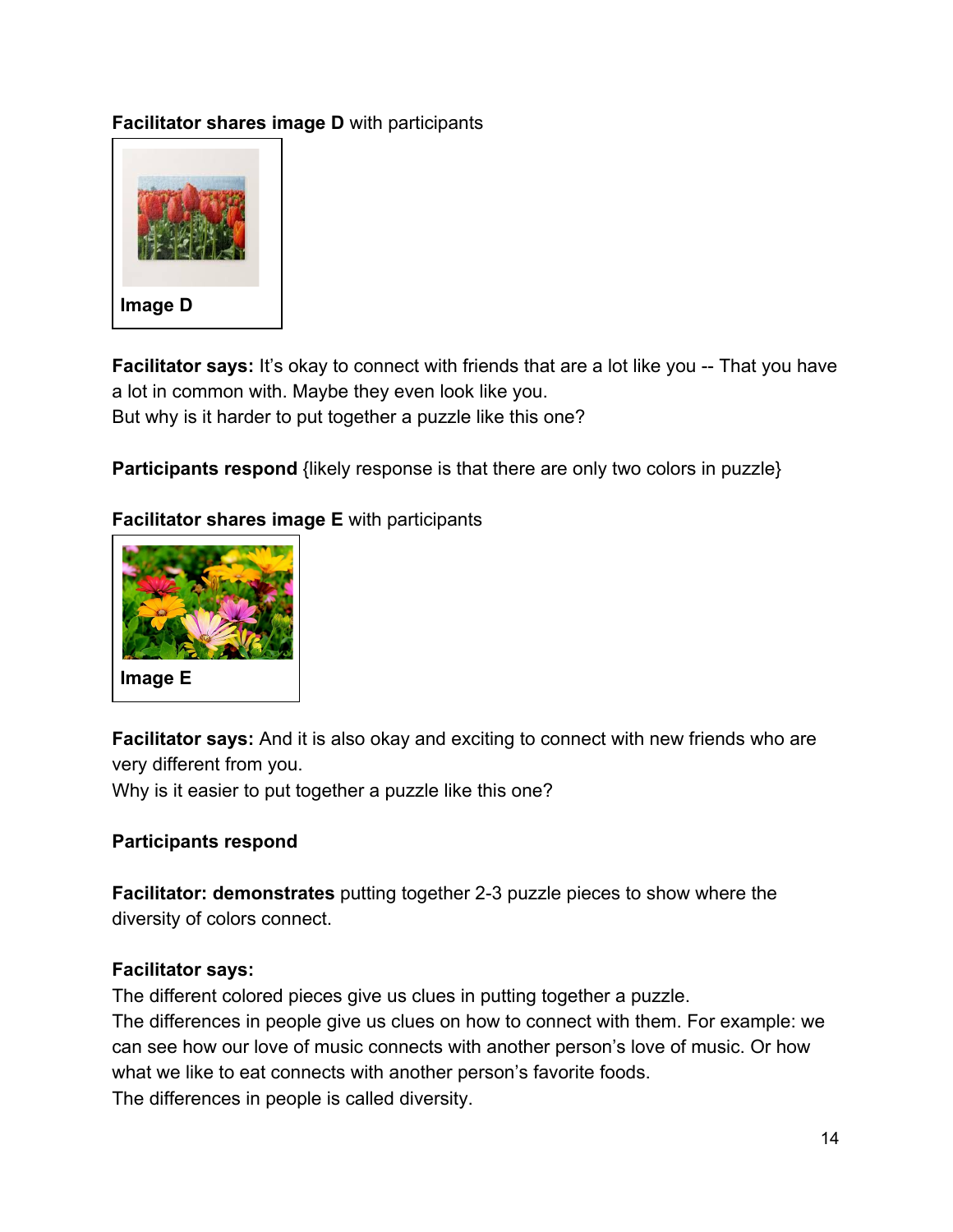**Facilitator shares image D** with participants

**Image D**

**Facilitator says:** It's okay to connect with friends that are a lot like you -- That you have a lot in common with. Maybe they even look like you.
But why is it harder to put together a puzzle like this one?

**Participants respond** {likely response is that there are only two colors in puzzle}

**Facilitator shares image E** with participants

**Image E**

**Facilitator says:** And it is also okay and exciting to connect with new friends who are very different from you.
Why is it easier to put together a puzzle like this one?

**Participants respond**

**Facilitator: demonstrates** putting together 2-3 puzzle pieces to show where the diversity of colors connect.

**Facilitator says:**
The different colored pieces give us clues in putting together a puzzle.
The differences in people give us clues on how to connect with them. For example: we can see how our love of music connects with another person's love of music. Or how what we like to eat connects with another person's favorite foods.
The differences in people is called diversity.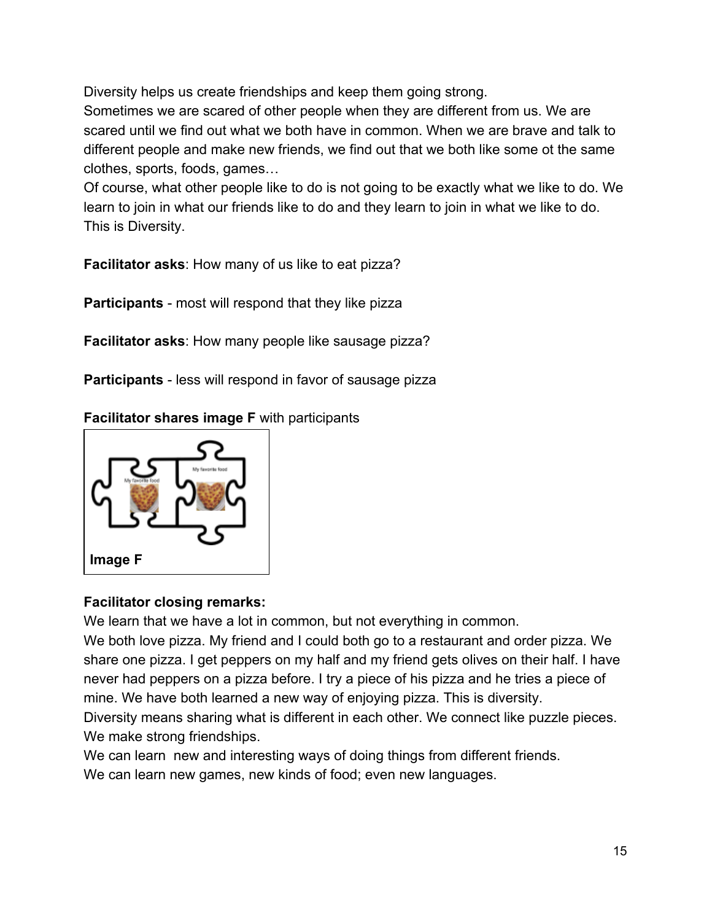Diversity helps us create friendships and keep them going strong.
Sometimes we are scared of other people when they are different from us. We are scared until we find out what we both have in common. When we are brave and talk to different people and make new friends, we find out that we both like some ot the same clothes, sports, foods, games…
Of course, what other people like to do is not going to be exactly what we like to do. We learn to join in what our friends like to do and they learn to join in what we like to do. This is Diversity.

**Facilitator asks**: How many of us like to eat pizza?

**Participants** - most will respond that they like pizza

**Facilitator asks**: How many people like sausage pizza?

**Participants** - less will respond in favor of sausage pizza

**Facilitator shares image F** with participants

My favorite food

My favorite food

**Image F**

**Facilitator closing remarks:**
We learn that we have a lot in common, but not everything in common.
We both love pizza. My friend and I could both go to a restaurant and order pizza. We share one pizza. I get peppers on my half and my friend gets olives on their half. I have never had peppers on a pizza before. I try a piece of his pizza and he tries a piece of mine. We have both learned a new way of enjoying pizza. This is diversity.
Diversity means sharing what is different in each other. We connect like puzzle pieces. We make strong friendships.
We can learn new and interesting ways of doing things from different friends.
We can learn new games, new kinds of food; even new languages.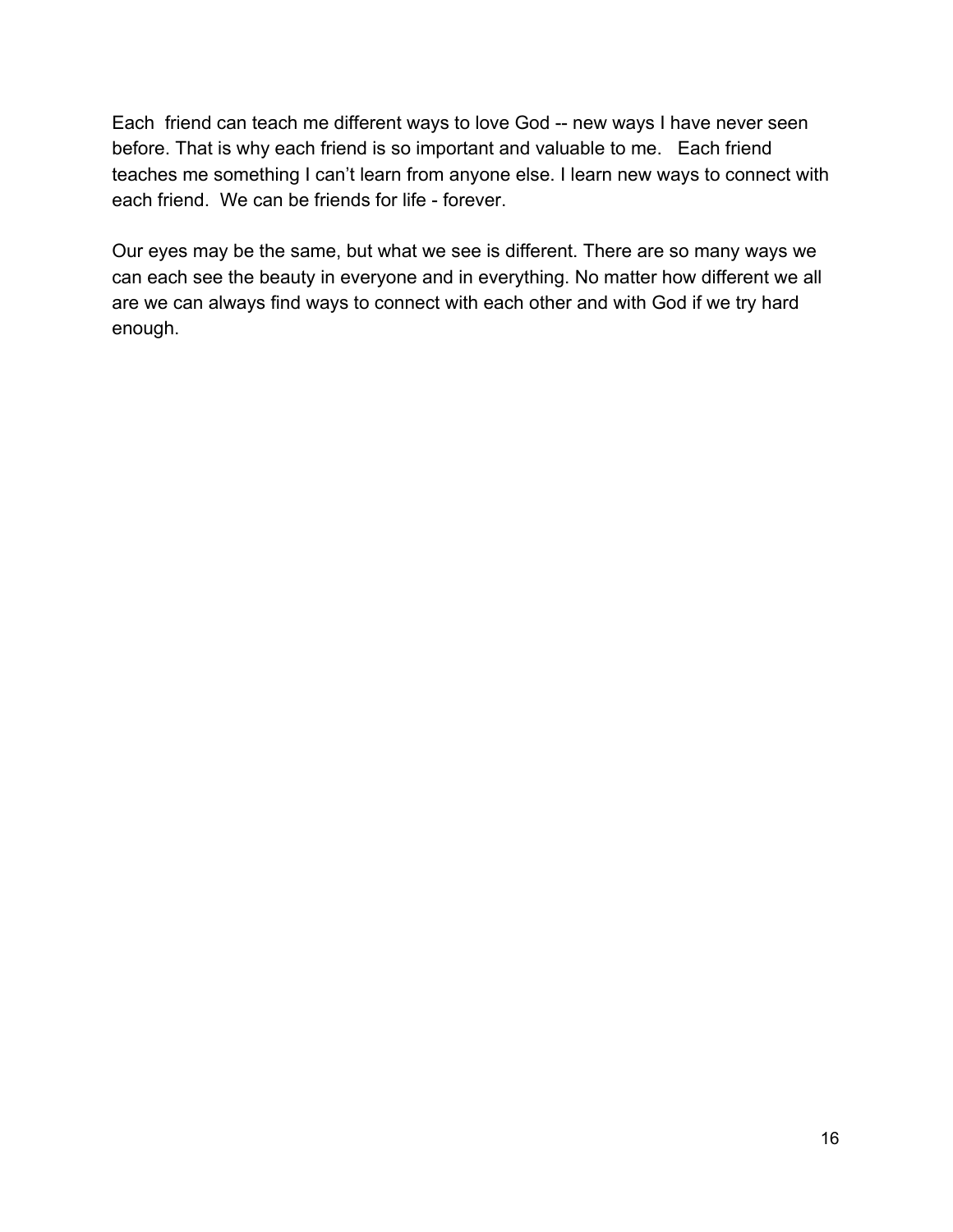Each friend can teach me different ways to love God -- new ways I have never seen before. That is why each friend is so important and valuable to me. Each friend teaches me something I can't learn from anyone else. I learn new ways to connect with each friend. We can be friends for life - forever.

Our eyes may be the same, but what we see is different. There are so many ways we can each see the beauty in everyone and in everything. No matter how different we all are we can always find ways to connect with each other and with God if we try hard enough.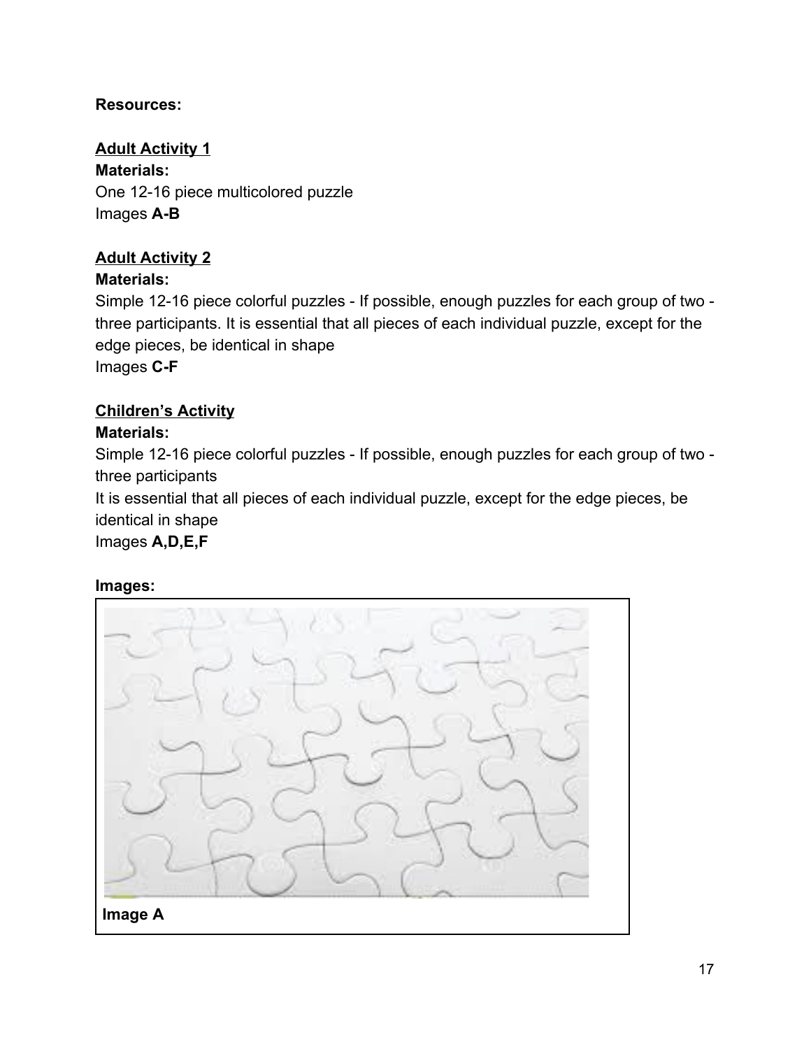**Resources:**

**Adult Activity 1**

**Materials:**

One 12-16 piece multicolored puzzle

Images **A-B**

**Adult Activity 2**

**Materials:**

Simple 12-16 piece colorful puzzles - If possible, enough puzzles for each group of two - three participants. It is essential that all pieces of each individual puzzle, except for the edge pieces, be identical in shape

Images **C-F**

**Children's Activity**

**Materials:**

Simple 12-16 piece colorful puzzles - If possible, enough puzzles for each group of two - three participants

It is essential that all pieces of each individual puzzle, except for the edge pieces, be identical in shape

Images **A,D,E,F**

**Images:**

**Image A**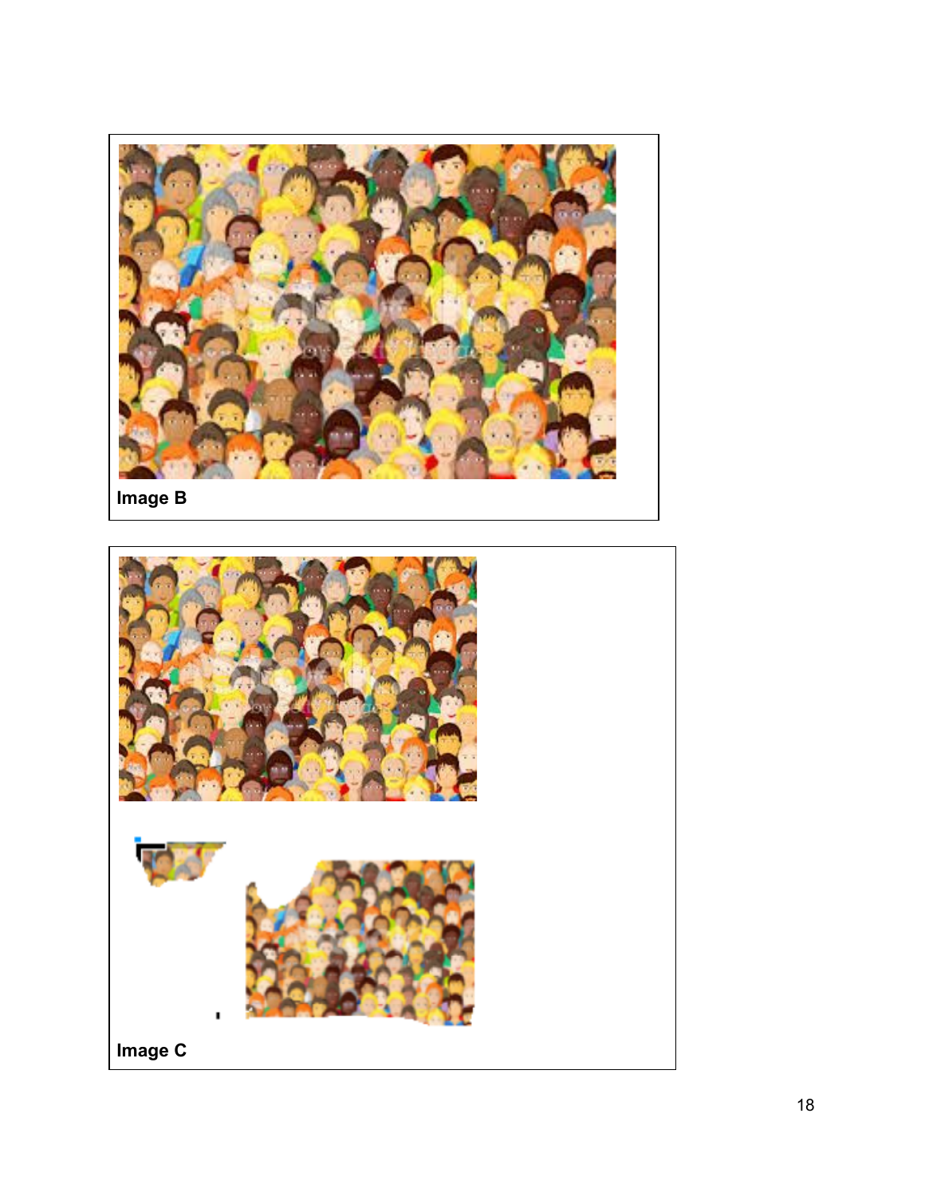Image B

Image C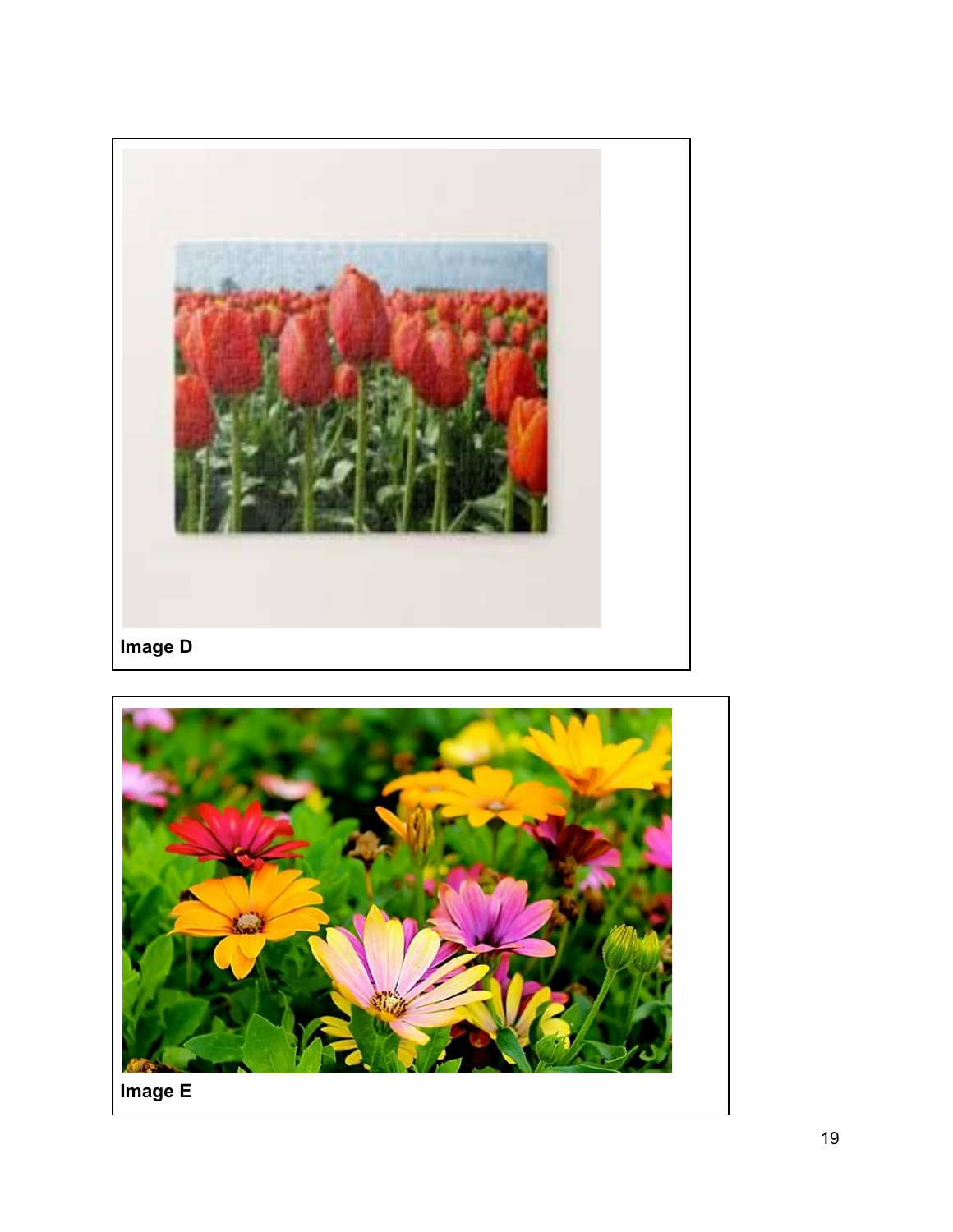**Image D**

**Image E**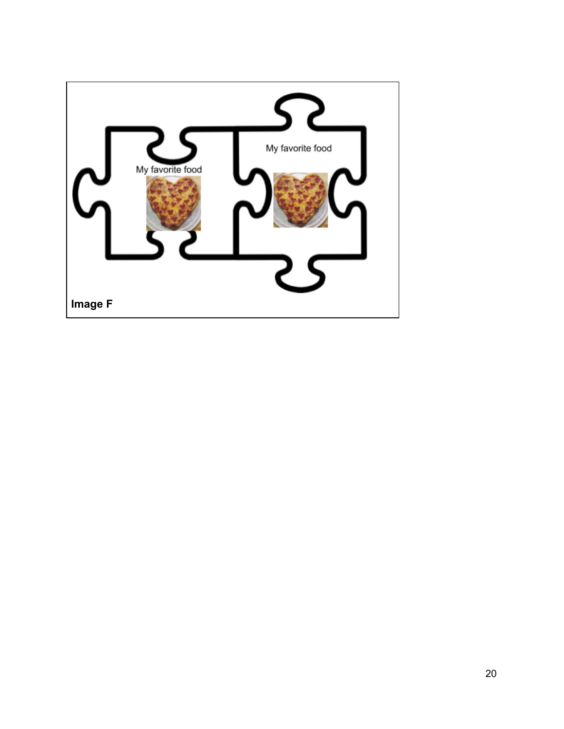My favorite food

My favorite food

**Image F**